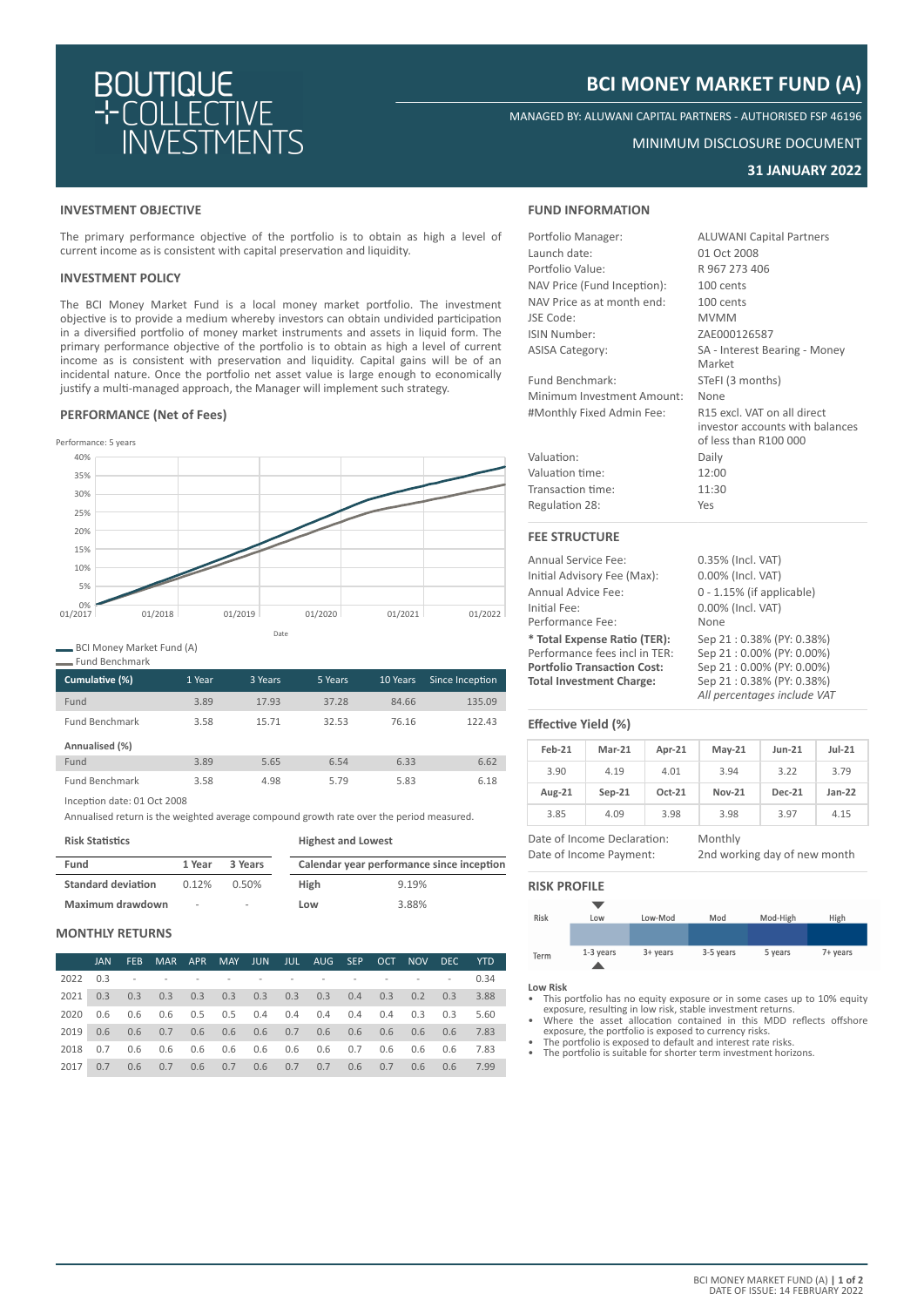# BCI MONEY MARKET FUND (A)

MANAGED BY: ALUWANI CAPITAL PARTNERS - AUTHORISED FSP 46196

MINIMUM DISCLOSURE DOCUMENT

**31 JANUARY 2022**

## INVESTMENT OBJECTIVE

The primary performance objective of the portfolio is to obtain as high a level of current income as is consistent with capital preservation and liquidity.

## INVESTMENT POLICY

The BCI Money Market Fund is a local money market portfolio. The investment objective is to provide a medium whereby investors can obtain undivided participation in a diversified portfolio of money market instruments and assets in liquid form. The primary performance objective of the portfolio is to obtain as high a level of current income as is consistent with preservation and liquidity. Capital gains will be of an incidental nature. Once the portfolio net asset value is large enough to economically justify a multi-managed approach, the Manager will implement such strategy.

## PERFORMANCE (Net of Fees)

Performance: 5 years

- BCI Money Market Fund (A)
- Fund Benchmark

| Cumulative (%) | 1 Year | 3 Years | 5 Years | 10 Years | Since Inception |
|---|---|---|---|---|---|
| Fund | 3.89 | 17.93 | 37.28 | 84.66 | 135.09 |
| Fund Benchmark | 3.58 | 15.71 | 32.53 | 76.16 | 122.43 |
| **Annualised (%)** | | | | | |
| Fund | 3.89 | 5.65 | 6.54 | 6.33 | 6.62 |
| Fund Benchmark | 3.58 | 4.98 | 5.79 | 5.83 | 6.18 |

Inception date: 01 Oct 2008

Annualised return is the weighted average compound growth rate over the period measured.

**Risk Statistics**

| Fund | 1 Year | 3 Years |
|---|---|---|
| Standard deviation | 0.12% | 0.50% |
| Maximum drawdown | - | - |

**Highest and Lowest**

| Calendar year performance since inception | |
|---|---|
| High | 9.19% |
| Low | 3.88% |

## MONTHLY RETURNS

| | JAN | FEB | MAR | APR | MAY | JUN | JUL | AUG | SEP | OCT | NOV | DEC | YTD |
|---|---|---|---|---|---|---|---|---|---|---|---|---|---|
| 2022 | 0.3 | - | - | - | - | - | - | - | - | - | - | - | 0.34 |
| 2021 | 0.3 | 0.3 | 0.3 | 0.3 | 0.3 | 0.3 | 0.3 | 0.3 | 0.4 | 0.3 | 0.2 | 0.3 | 3.88 |
| 2020 | 0.6 | 0.6 | 0.6 | 0.5 | 0.5 | 0.4 | 0.4 | 0.4 | 0.4 | 0.4 | 0.3 | 0.3 | 5.60 |
| 2019 | 0.6 | 0.6 | 0.7 | 0.6 | 0.6 | 0.6 | 0.7 | 0.6 | 0.6 | 0.6 | 0.6 | 0.6 | 7.83 |
| 2018 | 0.7 | 0.6 | 0.6 | 0.6 | 0.6 | 0.6 | 0.6 | 0.6 | 0.7 | 0.6 | 0.6 | 0.6 | 7.83 |
| 2017 | 0.7 | 0.6 | 0.7 | 0.6 | 0.7 | 0.6 | 0.7 | 0.7 | 0.6 | 0.7 | 0.6 | 0.6 | 7.99 |

## FUND INFORMATION

| | |
|---|---|
| Portfolio Manager: | ALUWANI Capital Partners |
| Launch date: | 01 Oct 2008 |
| Portfolio Value: | R 967 273 406 |
| NAV Price (Fund Inception): | 100 cents |
| NAV Price as at month end: | 100 cents |
| JSE Code: | MVMM |
| ISIN Number: | ZAE000126587 |
| ASISA Category: | SA - Interest Bearing - Money Market |
| Fund Benchmark: | STeFI (3 months) |
| Minimum Investment Amount: | None |
| #Monthly Fixed Admin Fee: | R15 excl. VAT on all direct investor accounts with balances of less than R100 000 |
| Valuation: | Daily |
| Valuation time: | 12:00 |
| Transaction time: | 11:30 |
| Regulation 28: | Yes |

## FEE STRUCTURE

| | |
|---|---|
| Annual Service Fee: | 0.35% (Incl. VAT) |
| Initial Advisory Fee (Max): | 0.00% (Incl. VAT) |
| Annual Advice Fee: | 0 - 1.15% (if applicable) |
| Initial Fee: | 0.00% (Incl. VAT) |
| Performance Fee: | None |
| **\* Total Expense Ratio (TER):** | Sep 21 : 0.38% (PY: 0.38%) |
| Performance fees incl in TER: | Sep 21 : 0.00% (PY: 0.00%) |
| **Portfolio Transaction Cost:** | Sep 21 : 0.00% (PY: 0.00%) |
| **Total Investment Charge:** | Sep 21 : 0.38% (PY: 0.38%) |
| | *All percentages include VAT* |

## Effective Yield (%)

| Feb-21 | Mar-21 | Apr-21 | May-21 | Jun-21 | Jul-21 |
|---|---|---|---|---|---|
| 3.90 | 4.19 | 4.01 | 3.94 | 3.22 | 3.79 |
| **Aug-21** | **Sep-21** | **Oct-21** | **Nov-21** | **Dec-21** | **Jan-22** |
| 3.85 | 4.09 | 3.98 | 3.98 | 3.97 | 4.15 |

| | |
|---|---|
| Date of Income Declaration: | Monthly |
| Date of Income Payment: | 2nd working day of new month |

## RISK PROFILE

| Risk | Low | Low-Mod | Mod | Mod-High | High |
|---|---|---|---|---|---|
| Term | 1-3 years | 3+ years | 3-5 years | 5 years | 7+ years |

**Low Risk**

- This portfolio has no equity exposure or in some cases up to 10% equity exposure, resulting in low risk, stable investment returns.
- Where the asset allocation contained in this MDD reflects offshore exposure, the portfolio is exposed to currency risks.
- The portfolio is exposed to default and interest rate risks.
- The portfolio is suitable for shorter term investment horizons.

DATE OF ISSUE: 14 FEBRUARY 2022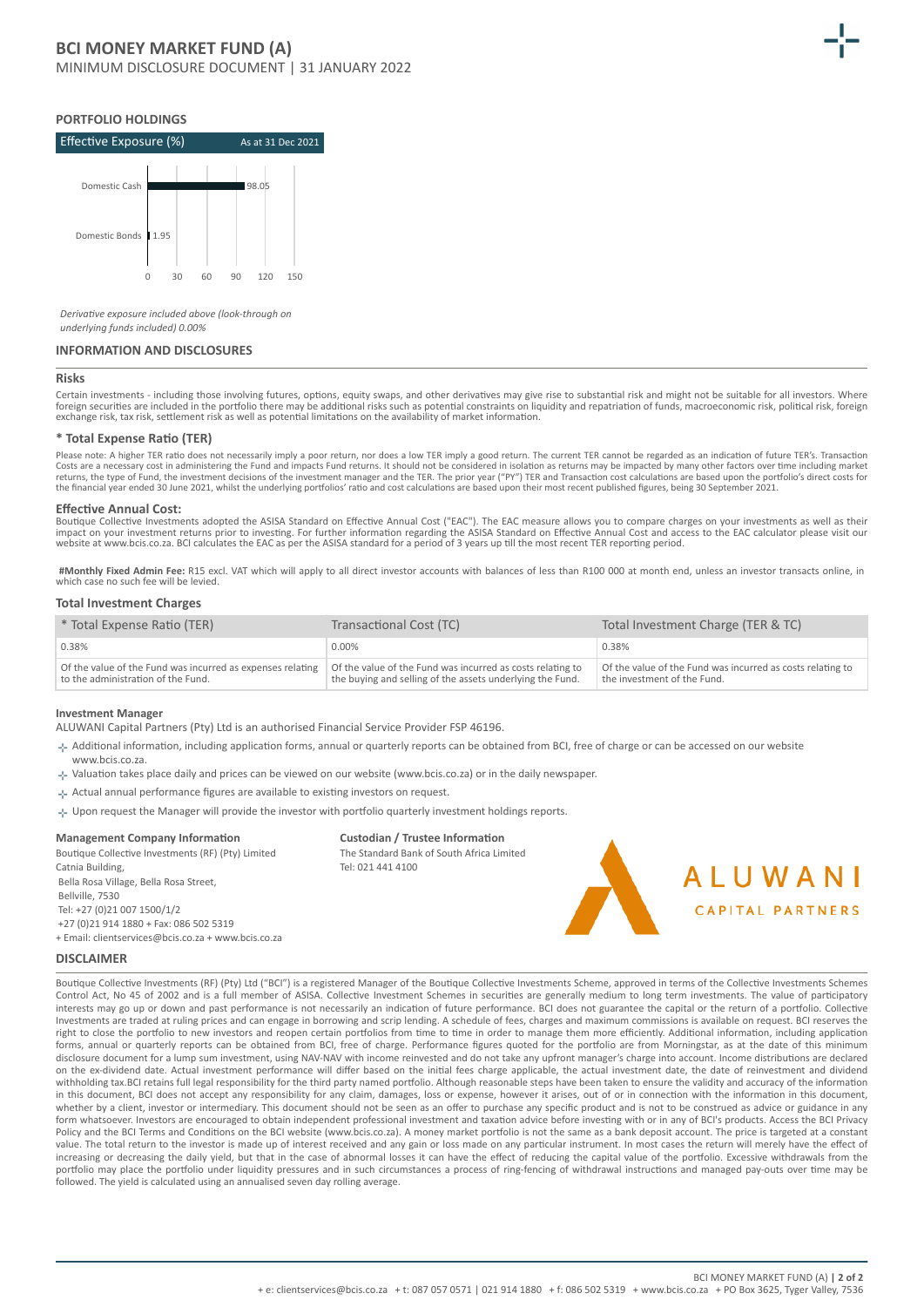# BCI MONEY MARKET FUND (A)

MINIMUM DISCLOSURE DOCUMENT | 31 JANUARY 2022

## PORTFOLIO HOLDINGS

Effective Exposure (%)

As at 31 Dec 2021

Domestic Cash
98.05
Domestic Bonds
1.95
0
30
60
90
120
150

*Derivative exposure included above (look-through on underlying funds included) 0.00%*

## INFORMATION AND DISCLOSURES

### Risks

Certain investments - including those involving futures, options, equity swaps, and other derivatives may give rise to substantial risk and might not be suitable for all investors. Where foreign securities are included in the portfolio there may be additional risks such as potential constraints on liquidity and repatriation of funds, macroeconomic risk, political risk, foreign exchange risk, tax risk, settlement risk as well as potential limitations on the availability of market information.

### * Total Expense Ratio (TER)

Please note: A higher TER ratio does not necessarily imply a poor return, nor does a low TER imply a good return. The current TER cannot be regarded as an indication of future TER's. Transaction Costs are a necessary cost in administering the Fund and impacts Fund returns. It should not be considered in isolation as returns may be impacted by many other factors over time including market returns, the type of Fund, the investment decisions of the investment manager and the TER. The prior year ("PY") TER and Transaction cost calculations are based upon the portfolio's direct costs for the financial year ended 30 June 2021, whilst the underlying portfolios' ratio and cost calculations are based upon their most recent published figures, being 30 September 2021.

### Effective Annual Cost:

Boutique Collective Investments adopted the ASISA Standard on Effective Annual Cost ("EAC"). The EAC measure allows you to compare charges on your investments as well as their impact on your investment returns prior to investing. For further information regarding the ASISA Standard on Effective Annual Cost and access to the EAC calculator please visit our website at www.bcis.co.za. BCI calculates the EAC as per the ASISA standard for a period of 3 years up till the most recent TER reporting period.

**#Monthly Fixed Admin Fee:** R15 excl. VAT which will apply to all direct investor accounts with balances of less than R100 000 at month end, unless an investor transacts online, in which case no such fee will be levied.

### Total Investment Charges

| * Total Expense Ratio (TER) | Transactional Cost (TC) | Total Investment Charge (TER & TC) |
|---|---|---|
| 0.38% | 0.00% | 0.38% |
| Of the value of the Fund was incurred as expenses relating to the administration of the Fund. | Of the value of the Fund was incurred as costs relating to the buying and selling of the assets underlying the Fund. | Of the value of the Fund was incurred as costs relating to the investment of the Fund. |

### Investment Manager

ALUWANI Capital Partners (Pty) Ltd is an authorised Financial Service Provider FSP 46196.

- Additional information, including application forms, annual or quarterly reports can be obtained from BCI, free of charge or can be accessed on our website www.bcis.co.za.
- Valuation takes place daily and prices can be viewed on our website (www.bcis.co.za) or in the daily newspaper.
- Actual annual performance figures are available to existing investors on request.
- Upon request the Manager will provide the investor with portfolio quarterly investment holdings reports.

### Management Company Information

Boutique Collective Investments (RF) (Pty) Limited
Catnia Building,
Bella Rosa Village, Bella Rosa Street,
Bellville, 7530
Tel: +27 (0)21 007 1500/1/2
+27 (0)21 914 1880 + Fax: 086 502 5319
+ Email: clientservices@bcis.co.za + www.bcis.co.za

### Custodian / Trustee Information

The Standard Bank of South Africa Limited
Tel: 021 441 4100

ALUWANI CAPITAL PARTNERS

## DISCLAIMER

Boutique Collective Investments (RF) (Pty) Ltd ("BCI") is a registered Manager of the Boutique Collective Investments Scheme, approved in terms of the Collective Investments Schemes Control Act, No 45 of 2002 and is a full member of ASISA. Collective Investment Schemes in securities are generally medium to long term investments. The value of participatory interests may go up or down and past performance is not necessarily an indication of future performance. BCI does not guarantee the capital or the return of a portfolio. Collective Investments are traded at ruling prices and can engage in borrowing and scrip lending. A schedule of fees, charges and maximum commissions is available on request. BCI reserves the right to close the portfolio to new investors and reopen certain portfolios from time to time in order to manage them more efficiently. Additional information, including application forms, annual or quarterly reports can be obtained from BCI, free of charge. Performance figures quoted for the portfolio are from Morningstar, as at the date of this minimum disclosure document for a lump sum investment, using NAV-NAV with income reinvested and do not take any upfront manager's charge into account. Income distributions are declared on the ex-dividend date. Actual investment performance will differ based on the initial fees charge applicable, the actual investment date, the date of reinvestment and dividend withholding tax.BCI retains full legal responsibility for the third party named portfolio. Although reasonable steps have been taken to ensure the validity and accuracy of the information in this document, BCI does not accept any responsibility for any claim, damages, loss or expense, however it arises, out of or in connection with the information in this document, whether by a client, investor or intermediary. This document should not be seen as an offer to purchase any specific product and is not to be construed as advice or guidance in any form whatsoever. Investors are encouraged to obtain independent professional investment and taxation advice before investing with or in any of BCI's products. Access the BCI Privacy Policy and the BCI Terms and Conditions on the BCI website (www.bcis.co.za). A money market portfolio is not the same as a bank deposit account. The price is targeted at a constant value. The total return to the investor is made up of interest received and any gain or loss made on any particular instrument. In most cases the return will merely have the effect of increasing or decreasing the daily yield, but that in the case of abnormal losses it can have the effect of reducing the capital value of the portfolio. Excessive withdrawals from the portfolio may place the portfolio under liquidity pressures and in such circumstances a process of ring-fencing of withdrawal instructions and managed pay-outs over time may be followed. The yield is calculated using an annualised seven day rolling average.

+ e: clientservices@bcis.co.za + t: 087 057 0571 | 021 914 1880 + f: 086 502 5319 + www.bcis.co.za + PO Box 3625, Tyger Valley, 7536